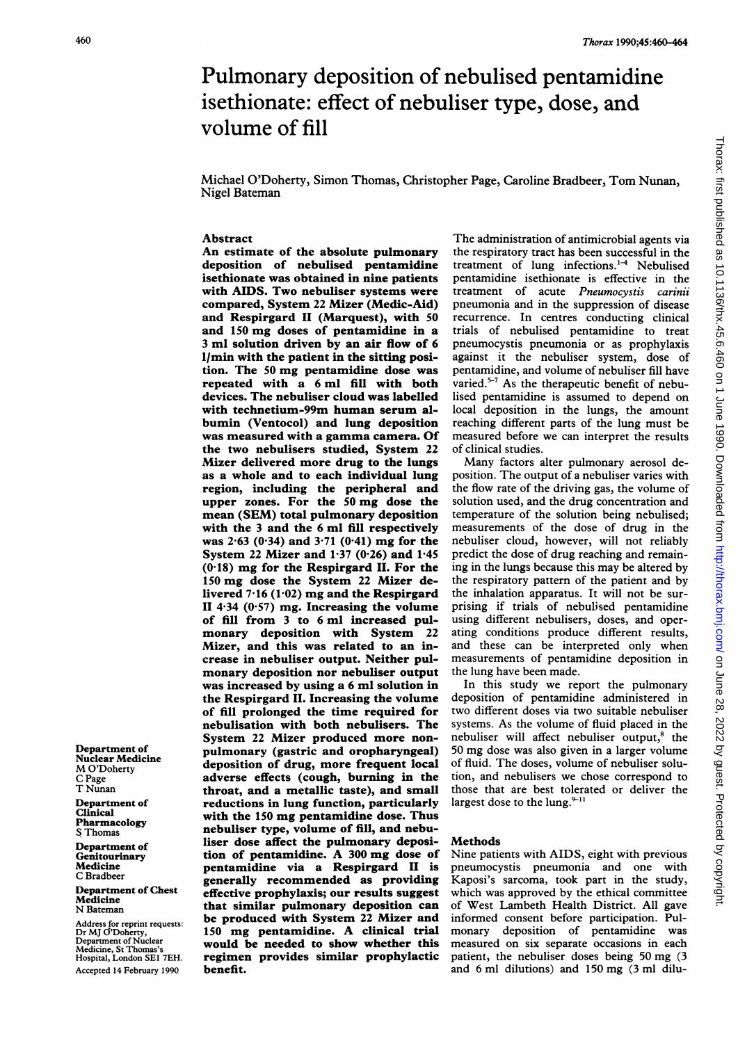# Pulmonary deposition of nebulised pentamidine isethionate: effect of nebuliser type, dose, and volume of fill

Michael O'Doherty, Simon Thomas, Christopher Page, Caroline Bradbeer, Tom Nunan, Nigel Bateman

## Abstract

**An estimate of the absolute pulmonary deposition of nebulised pentamidine isethionate was obtained in nine patients with AIDS. Two nebuliser systems were compared, System 22 Mizer (Medic-Aid) and Respirgard II (Marquest), with 50 and 150 mg doses of pentamidine in a 3 ml solution driven by an air flow of 6 l/min with the patient in the sitting position. The 50 mg pentamidine dose was repeated with a 6 ml fill with both devices. The nebuliser cloud was labelled with technetium-99m human serum albumin (Ventocol) and lung deposition was measured with a gamma camera. Of the two nebulisers studied, System 22 Mizer delivered more drug to the lungs as a whole and to each individual lung region, including the peripheral and upper zones. For the 50 mg dose the mean (SEM) total pulmonary deposition with the 3 and the 6 ml fill respectively was 2·63 (0·34) and 3·71 (0·41) mg for the System 22 Mizer and 1·37 (0·26) and 1·45 (0·18) mg for the Respirgard II. For the 150 mg dose the System 22 Mizer delivered 7·16 (1·02) mg and the Respirgard II 4·34 (0·57) mg. Increasing the volume of fill from 3 to 6 ml increased pulmonary deposition with System 22 Mizer, and this was related to an increase in nebuliser output. Neither pulmonary deposition nor nebuliser output was increased by using a 6 ml solution in the Respirgard II. Increasing the volume of fill prolonged the time required for nebulisation with both nebulisers. The System 22 Mizer produced more non-pulmonary (gastric and oropharyngeal) deposition of drug, more frequent local adverse effects (cough, burning in the throat, and a metallic taste), and small reductions in lung function, particularly with the 150 mg pentamidine dose. Thus nebuliser type, volume of fill, and nebuliser dose affect the pulmonary deposition of pentamidine. A 300 mg dose of pentamidine via a Respirgard II is generally recommended as providing effective prophylaxis; our results suggest that similar pulmonary deposition can be produced with System 22 Mizer and 150 mg pentamidine. A clinical trial would be needed to show whether this regimen provides similar prophylactic benefit.**

Department of Nuclear Medicine
M O'Doherty
C Page
T Nunan

Department of Clinical Pharmacology
S Thomas

Department of Genitourinary Medicine
C Bradbeer

Department of Chest Medicine
N Bateman

Address for reprint requests: Dr MJ O'Doherty, Department of Nuclear Medicine, St Thomas's Hospital, London SE1 7EH.

Accepted 14 February 1990

The administration of antimicrobial agents via the respiratory tract has been successful in the treatment of lung infections.[1-4] Nebulised pentamidine isethionate is effective in the treatment of acute *Pneumocystis carinii* pneumonia and in the suppression of disease recurrence. In centres conducting clinical trials of nebulised pentamidine to treat pneumocystis pneumonia or as prophylaxis against it the nebuliser system, dose of pentamidine, and volume of nebuliser fill have varied.[5-7] As the therapeutic benefit of nebulised pentamidine is assumed to depend on local deposition in the lungs, the amount reaching different parts of the lung must be measured before we can interpret the results of clinical studies.

Many factors alter pulmonary aerosol deposition. The output of a nebuliser varies with the flow rate of the driving gas, the volume of solution used, and the drug concentration and temperature of the solution being nebulised; measurements of the dose of drug in the nebuliser cloud, however, will not reliably predict the dose of drug reaching and remaining in the lungs because this may be altered by the respiratory pattern of the patient and by the inhalation apparatus. It will not be surprising if trials of nebulised pentamidine using different nebulisers, doses, and operating conditions produce different results, and these can be interpreted only when measurements of pentamidine deposition in the lung have been made.

In this study we report the pulmonary deposition of pentamidine administered in two different doses via two suitable nebuliser systems. As the volume of fluid placed in the nebuliser will affect nebuliser output,[8] the 50 mg dose was also given in a larger volume of fluid. The doses, volume of nebuliser solution, and nebulisers we chose correspond to those that are best tolerated or deliver the largest dose to the lung.[9-11]

## Methods

Nine patients with AIDS, eight with previous pneumocystis pneumonia and one with Kaposi's sarcoma, took part in the study, which was approved by the ethical committee of West Lambeth Health District. All gave informed consent before participation. Pulmonary deposition of pentamidine was measured on six separate occasions in each patient, the nebuliser doses being 50 mg (3 and 6 ml dilutions) and 150 mg (3 ml dilu-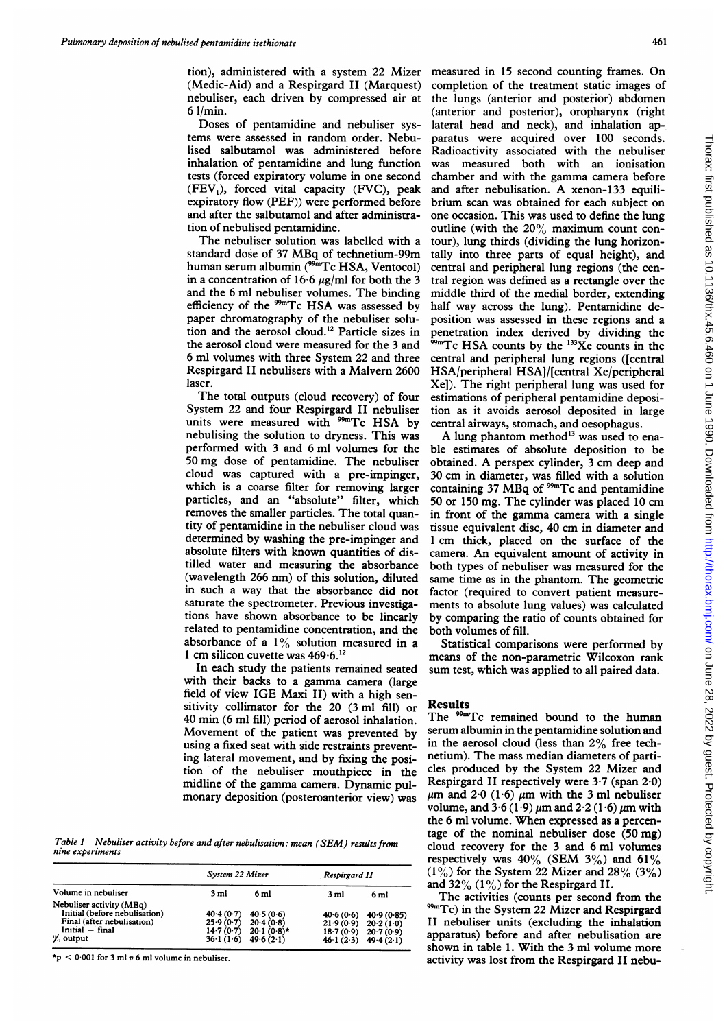tion), administered with a system 22 Mizer (Medic-Aid) and a Respirgard II (Marquest) nebuliser, each driven by compressed air at 6 l/min.

Doses of pentamidine and nebuliser systems were assessed in random order. Nebulised salbutamol was administered before inhalation of pentamidine and lung function tests (forced expiratory volume in one second ($FEV_1$), forced vital capacity (FVC), peak expiratory flow (PEF)) were performed before and after the salbutamol and after administration of nebulised pentamidine.

The nebuliser solution was labelled with a standard dose of 37 MBq of technetium-99m human serum albumin ($^{99m}$Tc HSA, Ventocol) in a concentration of 16·6 μg/ml for both the 3 and the 6 ml nebuliser volumes. The binding efficiency of the $^{99m}$Tc HSA was assessed by paper chromatography of the nebuliser solution and the aerosol cloud.[12] Particle sizes in the aerosol cloud were measured for the 3 and 6 ml volumes with three System 22 and three Respirgard II nebulisers with a Malvern 2600 laser.

The total outputs (cloud recovery) of four System 22 and four Respirgard II nebuliser units were measured with $^{99m}$Tc HSA by nebulising the solution to dryness. This was performed with 3 and 6 ml volumes for the 50 mg dose of pentamidine. The nebuliser cloud was captured with a pre-impinger, which is a coarse filter for removing larger particles, and an "absolute" filter, which removes the smaller particles. The total quantity of pentamidine in the nebuliser cloud was determined by washing the pre-impinger and absolute filters with known quantities of distilled water and measuring the absorbance (wavelength 266 nm) of this solution, diluted in such a way that the absorbance did not saturate the spectrometer. Previous investigations have shown absorbance to be linearly related to pentamidine concentration, and the absorbance of a 1% solution measured in a 1 cm silicon cuvette was 469·6.[12]

In each study the patients remained seated with their backs to a gamma camera (large field of view IGE Maxi II) with a high sensitivity collimator for the 20 (3 ml fill) or 40 min (6 ml fill) period of aerosol inhalation. Movement of the patient was prevented by using a fixed seat with side restraints preventing lateral movement, and by fixing the position of the nebuliser mouthpiece in the midline of the gamma camera. Dynamic pulmonary deposition (posteroanterior view) was measured in 15 second counting frames. On completion of the treatment static images of the lungs (anterior and posterior) abdomen (anterior and posterior), oropharynx (right lateral head and neck), and inhalation apparatus were acquired over 100 seconds. Radioactivity associated with the nebuliser was measured both with an ionisation chamber and with the gamma camera before and after nebulisation. A xenon-133 equilibrium scan was obtained for each subject on one occasion. This was used to define the lung outline (with the 20% maximum count contour), lung thirds (dividing the lung horizontally into three parts of equal height), and central and peripheral lung regions (the central region was defined as a rectangle over the middle third of the medial border, extending half way across the lung). Pentamidine deposition was assessed in these regions and a penetration index derived by dividing the $^{99m}$Tc HSA counts by the $^{133}$Xe counts in the central and peripheral lung regions ([central HSA/peripheral HSA]/[central Xe/peripheral Xe]). The right peripheral lung was used for estimations of peripheral pentamidine deposition as it avoids aerosol deposited in large central airways, stomach, and oesophagus.

A lung phantom method[13] was used to enable estimates of absolute deposition to be obtained. A perspex cylinder, 3 cm deep and 30 cm in diameter, was filled with a solution containing 37 MBq of $^{99m}$Tc and pentamidine 50 or 150 mg. The cylinder was placed 10 cm in front of the gamma camera with a single tissue equivalent disc, 40 cm in diameter and 1 cm thick, placed on the surface of the camera. An equivalent amount of activity in both types of nebuliser was measured for the same time as in the phantom. The geometric factor (required to convert patient measurements to absolute lung values) was calculated by comparing the ratio of counts obtained for both volumes of fill.

Statistical comparisons were performed by means of the non-parametric Wilcoxon rank sum test, which was applied to all paired data.

## Results

The $^{99m}$Tc remained bound to the human serum albumin in the pentamidine solution and in the aerosol cloud (less than 2% free technetium). The mass median diameters of particles produced by the System 22 Mizer and Respirgard II respectively were 3·7 (span 2·0) μm and 2·0 (1·6) μm with the 3 ml nebuliser volume, and 3·6 (1·9) μm and 2·2 (1·6) μm with the 6 ml volume. When expressed as a percentage of the nominal nebuliser dose (50 mg) cloud recovery for the 3 and 6 ml volumes respectively was 40% (SEM 3%) and 61% (1%) for the System 22 Mizer and 28% (3%) and 32% (1%) for the Respirgard II.

The activities (counts per second from the $^{99m}$Tc) in the System 22 Mizer and Respirgard II nebuliser units (excluding the inhalation apparatus) before and after nebulisation are shown in table 1. With the 3 ml volume more activity was lost from the Respirgard II nebu-

*Table 1 Nebuliser activity before and after nebulisation: mean (SEM) results from nine experiments*

| | System 22 Mizer | | Respirgard II | |
|---|---|---|---|---|
| Volume in nebuliser | 3 ml | 6 ml | 3 ml | 6 ml |
| Nebuliser activity (MBq) | | | | |
| Initial (before nebulisation) | 40·4 (0·7) | 40·5 (0·6) | 40·6 (0·6) | 40·9 (0·85) |
| Final (after nebulisation) | 25·9 (0·7) | 20·4 (0·8) | 21·9 (0·9) | 20·2 (1·0) |
| Initial − final | 14·7 (0·7) | 20·1 (0·8)* | 18·7 (0·9) | 20·7 (0·9) |
| % output | 36·1 (1·6) | 49·6 (2·1) | 46·1 (2·3) | 49·4 (2·1) |

*$p < 0.001$ for 3 ml v 6 ml volume in nebuliser.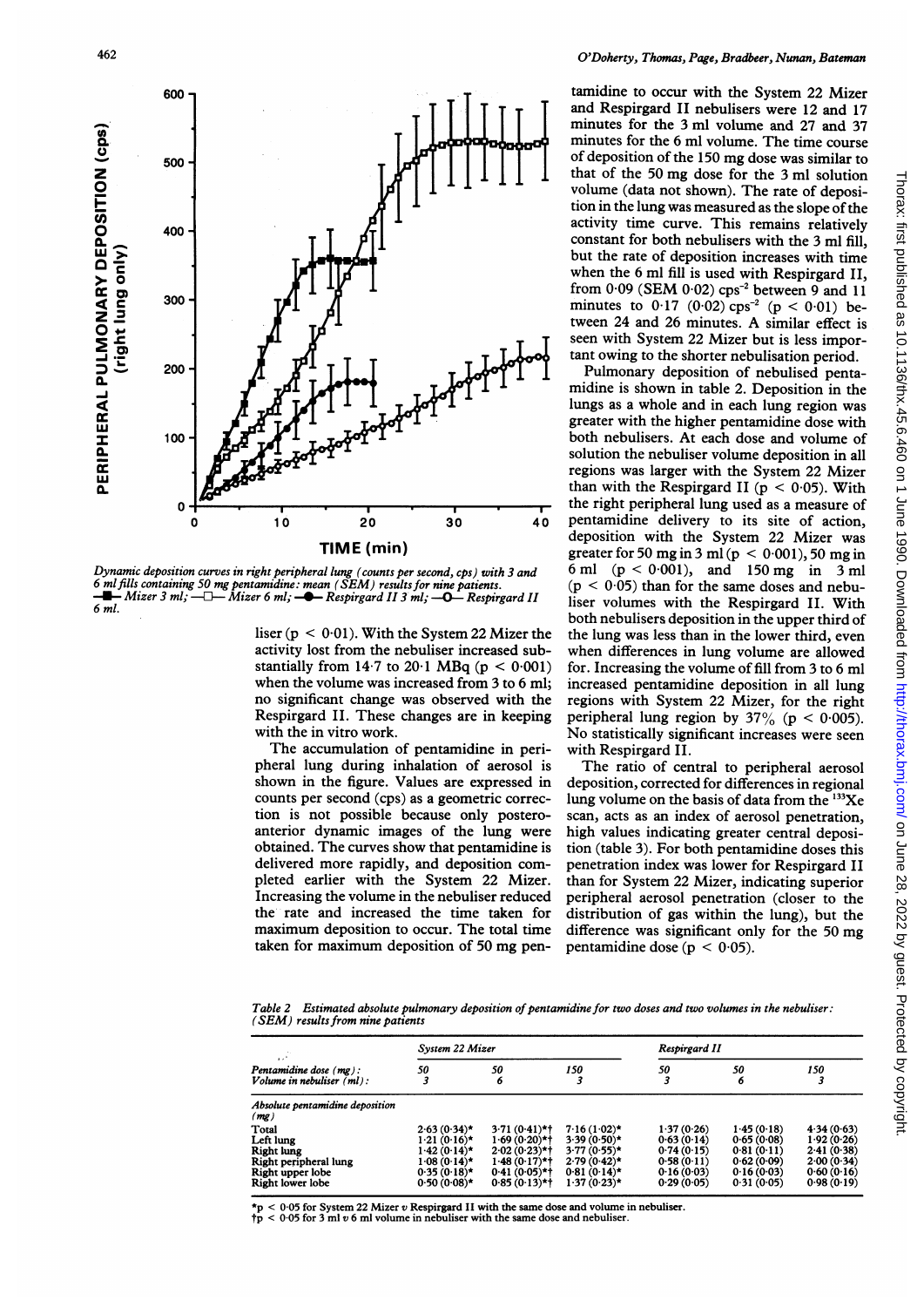*Dynamic deposition curves in right peripheral lung (counts per second, cps) with 3 and 6 ml fills containing 50 mg pentamidine: mean (SEM) results for nine patients.* —■— *Mizer 3 ml;* —□— *Mizer 6 ml;* —●— *Respirgard II 3 ml;* —○— *Respirgard II 6 ml.*

liser ($p < 0.01$). With the System 22 Mizer the activity lost from the nebuliser increased substantially from 14·7 to 20·1 MBq ($p < 0.001$) when the volume was increased from 3 to 6 ml; no significant change was observed with the Respirgard II. These changes are in keeping with the in vitro work.

The accumulation of pentamidine in peripheral lung during inhalation of aerosol is shown in the figure. Values are expressed in counts per second (cps) as a geometric correction is not possible because only posteroanterior dynamic images of the lung were obtained. The curves show that pentamidine is delivered more rapidly, and deposition completed earlier with the System 22 Mizer. Increasing the volume in the nebuliser reduced the rate and increased the time taken for maximum deposition to occur. The total time taken for maximum deposition of 50 mg pentamidine to occur with the System 22 Mizer and Respirgard II nebulisers were 12 and 17 minutes for the 3 ml volume and 27 and 37 minutes for the 6 ml volume. The time course of deposition of the 150 mg dose was similar to that of the 50 mg dose for the 3 ml solution volume (data not shown). The rate of deposition in the lung was measured as the slope of the activity time curve. This remains relatively constant for both nebulisers with the 3 ml fill, but the rate of deposition increases with time when the 6 ml fill is used with Respirgard II, from 0·09 (SEM 0·02) $cps^{-2}$ between 9 and 11 minutes to 0·17 (0·02) $cps^{-2}$ ($p < 0.01$) between 24 and 26 minutes. A similar effect is seen with System 22 Mizer but is less important owing to the shorter nebulisation period.

Pulmonary deposition of nebulised pentamidine is shown in table 2. Deposition in the lungs as a whole and in each lung region was greater with the higher pentamidine dose with both nebulisers. At each dose and volume of solution the nebuliser volume deposition in all regions was larger with the System 22 Mizer than with the Respirgard II ($p < 0.05$). With the right peripheral lung used as a measure of pentamidine delivery to its site of action, deposition with the System 22 Mizer was greater for 50 mg in 3 ml ($p < 0.001$), 50 mg in 6 ml ($p < 0.001$), and 150 mg in 3 ml ($p < 0.05$) than for the same doses and nebuliser volumes with the Respirgard II. With both nebulisers deposition in the upper third of the lung was less than in the lower third, even when differences in lung volume are allowed for. Increasing the volume of fill from 3 to 6 ml increased pentamidine deposition in all lung regions with System 22 Mizer, for the right peripheral lung region by 37% ($p < 0.005$). No statistically significant increases were seen with Respirgard II.

The ratio of central to peripheral aerosol deposition, corrected for differences in regional lung volume on the basis of data from the $^{133}Xe$ scan, acts as an index of aerosol penetration, high values indicating greater central deposition (table 3). For both pentamidine doses this penetration index was lower for Respirgard II than for System 22 Mizer, indicating superior peripheral aerosol penetration (closer to the distribution of gas within the lung), but the difference was significant only for the 50 mg pentamidine dose ($p < 0.05$).

*Table 2 Estimated absolute pulmonary deposition of pentamidine for two doses and two volumes in the nebuliser: (SEM) results from nine patients*

| | System 22 Mizer | | | Respirgard II | | |
|---|---|---|---|---|---|---|
| Pentamidine dose (mg): | 50 | 50 | 150 | 50 | 50 | 150 |
| Volume in nebuliser (ml): | 3 | 6 | 3 | 3 | 6 | 3 |
| **Absolute pentamidine deposition (mg)** | | | | | | |
| Total | 2·63 (0·34)* | 3·71 (0·41)*† | 7·16 (1·02)* | 1·37 (0·26) | 1·45 (0·18) | 4·34 (0·63) |
| Left lung | 1·21 (0·16)* | 1·69 (0·20)*† | 3·39 (0·50)* | 0·63 (0·14) | 0·65 (0·08) | 1·92 (0·26) |
| Right lung | 1·42 (0·14)* | 2·02 (0·23)*† | 3·77 (0·55)* | 0·74 (0·15) | 0·81 (0·11) | 2·41 (0·38) |
| Right peripheral lung | 1·08 (0·14)* | 1·48 (0·17)*† | 2·79 (0·42)* | 0·58 (0·11) | 0·62 (0·09) | 2·00 (0·34) |
| Right upper lobe | 0·35 (0·18)* | 0·41 (0·05)*† | 0·81 (0·14)* | 0·16 (0·03) | 0·16 (0·03) | 0·60 (0·16) |
| Right lower lobe | 0·50 (0·08)* | 0·85 (0·13)*† | 1·37 (0·23)* | 0·29 (0·05) | 0·31 (0·05) | 0·98 (0·19) |

*$p < 0.05$ for System 22 Mizer v Respirgard II with the same dose and volume in nebuliser.
†$p < 0.05$ for 3 ml v 6 ml volume in nebuliser with the same dose and nebuliser.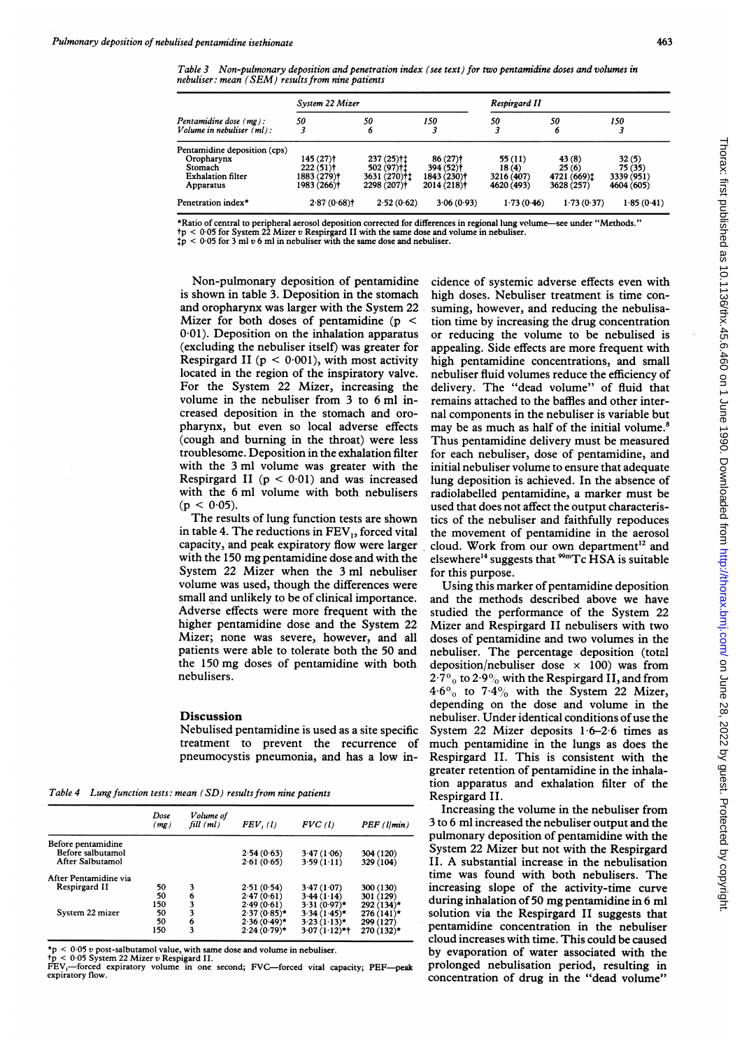Table 3 *Non-pulmonary deposition and penetration index (see text) for two pentamidine doses and volumes in nebuliser: mean (SEM) results from nine patients*

| | System 22 Mizer | | | Respirgard II | | |
|---|---|---|---|---|---|---|
| Pentamidine dose (mg): | 50 | 50 | 150 | 50 | 50 | 150 |
| Volume in nebuliser (ml): | 3 | 6 | 3 | 3 | 6 | 3 |
| Pentamidine deposition (cps) | | | | | | |
| Oropharynx | 145 (27)† | 237 (25)†‡ | 86 (27)† | 55 (11) | 43 (8) | 32 (5) |
| Stomach | 222 (51)† | 502 (97)†‡ | 394 (52)† | 18 (4) | 25 (6) | 75 (35) |
| Exhalation filter | 1883 (279)† | 3631 (270)†‡ | 1843 (230)† | 3216 (407) | 4721 (669)‡ | 3339 (951) |
| Apparatus | 1983 (266)† | 2298 (207)† | 2014 (218)† | 4620 (493) | 3628 (257) | 4604 (605) |
| Penetration index* | 2·87 (0·68)† | 2·52 (0·62) | 3·06 (0·93) | 1·73 (0·46) | 1·73 (0·37) | 1·85 (0·41) |

*Ratio of central to peripheral aerosol deposition corrected for differences in regional lung volume—see under "Methods."
†$p < 0·05$ for System 22 Mizer $v$ Respirgard II with the same dose and volume in nebuliser.
‡$p < 0·05$ for 3 ml $v$ 6 ml in nebuliser with the same dose and nebuliser.

Non-pulmonary deposition of pentamidine is shown in table 3. Deposition in the stomach and oropharynx was larger with the System 22 Mizer for both doses of pentamidine ($p < 0·01$). Deposition on the inhalation apparatus (excluding the nebuliser itself) was greater for Respirgard II ($p < 0·001$), with most activity located in the region of the inspiratory valve. For the System 22 Mizer, increasing the volume in the nebuliser from 3 to 6 ml increased deposition in the stomach and oropharynx, but even so local adverse effects (cough and burning in the throat) were less troublesome. Deposition in the exhalation filter with the 3 ml volume was greater with the Respirgard II ($p < 0·01$) and was increased with the 6 ml volume with both nebulisers ($p < 0·05$).

The results of lung function tests are shown in table 4. The reductions in $FEV_1$, forced vital capacity, and peak expiratory flow were larger with the 150 mg pentamidine dose and with the System 22 Mizer when the 3 ml nebuliser volume was used, though the differences were small and unlikely to be of clinical importance. Adverse effects were more frequent with the higher pentamidine dose and the System 22 Mizer; none was severe, however, and all patients were able to tolerate both the 50 and the 150 mg doses of pentamidine with both nebulisers.

## Discussion

Nebulised pentamidine is used as a site specific treatment to prevent the recurrence of pneumocystis pneumonia, and has a low incidence of systemic adverse effects even with high doses. Nebuliser treatment is time consuming, however, and reducing the nebulisation time by increasing the drug concentration or reducing the volume to be nebulised is appealing. Side effects are more frequent with high pentamidine concentrations, and small nebuliser fluid volumes reduce the efficiency of delivery. The "dead volume" of fluid that remains attached to the baffles and other internal components in the nebuliser is variable but may be as much as half of the initial volume.[8] Thus pentamidine delivery must be measured for each nebuliser, dose of pentamidine, and initial nebuliser volume to ensure that adequate lung deposition is achieved. In the absence of radiolabelled pentamidine, a marker must be used that does not affect the output characteristics of the nebuliser and faithfully repoduces the movement of pentamidine in the aerosol cloud. Work from our own department[12] and elsewhere[14] suggests that $^{99m}$Tc HSA is suitable for this purpose.

Using this marker of pentamidine deposition and the methods described above we have studied the performance of the System 22 Mizer and Respirgard II nebulisers with two doses of pentamidine and two volumes in the nebuliser. The percentage deposition (total deposition/nebuliser dose × 100) was from 2·7% to 2·9% with the Respirgard II, and from 4·6% to 7·4% with the System 22 Mizer, depending on the dose and volume in the nebuliser. Under identical conditions of use the System 22 Mizer deposits 1·6–2·6 times as much pentamidine in the lungs as does the Respirgard II. This is consistent with the greater retention of pentamidine in the inhalation apparatus and exhalation filter of the Respirgard II.

Increasing the volume in the nebuliser from 3 to 6 ml increased the nebuliser output and the pulmonary deposition of pentamidine with the System 22 Mizer but not with the Respirgard II. A substantial increase in the nebulisation time was found with both nebulisers. The increasing slope of the activity-time curve during inhalation of 50 mg pentamidine in 6 ml solution via the Respirgard II suggests that pentamidine concentration in the nebuliser cloud increases with time. This could be caused by evaporation of water associated with the prolonged nebulisation period, resulting in concentration of drug in the "dead volume"

Table 4 *Lung function tests: mean (SD) results from nine patients*

| | Dose (mg) | Volume of fill (ml) | $FEV_1$ (l) | FVC (l) | PEF (l/min) |
|---|---|---|---|---|---|
| Before pentamidine | | | | | |
| Before salbutamol | | | 2·54 (0·63) | 3·47 (1·06) | 304 (120) |
| After Salbutamol | | | 2·61 (0·65) | 3·59 (1·11) | 329 (104) |
| After Pentamidine via | | | | | |
| Respirgard II | 50 | 3 | 2·51 (0·54) | 3·47 (1·07) | 300 (130) |
| | 50 | 6 | 2·47 (0·61) | 3·44 (1·14) | 301 (129) |
| | 150 | 3 | 2·49 (0·61) | 3·31 (0·97)* | 292 (134)* |
| System 22 mizer | 50 | 3 | 2·37 (0·85)* | 3·34 (1·45)* | 276 (141)* |
| | 50 | 6 | 2·36 (0·49)* | 3·23 (1·13)* | 299 (127) |
| | 150 | 3 | 2·24 (0·79)* | 3·07 (1·12)*† | 270 (132)* |

*$p < 0·05$ $v$ post-salbutamol value, with same dose and volume in nebuliser.
†$p < 0·05$ System 22 Mizer $v$ Respigard II.
$FEV_1$—forced expiratory volume in one second; FVC—forced vital capacity; PEF—peak expiratory flow.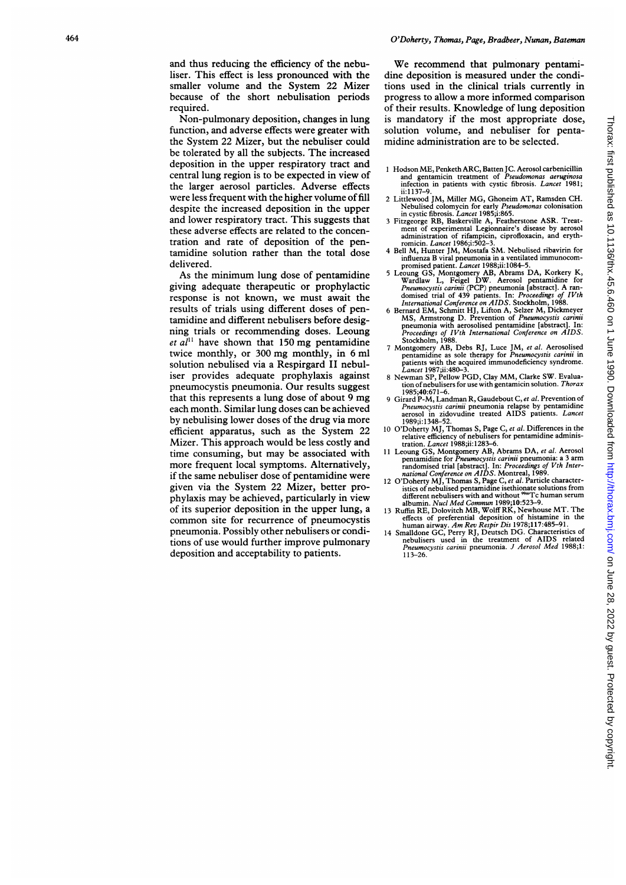and thus reducing the efficiency of the nebuliser. This effect is less pronounced with the smaller volume and the System 22 Mizer because of the short nebulisation periods required.

Non-pulmonary deposition, changes in lung function, and adverse effects were greater with the System 22 Mizer, but the nebuliser could be tolerated by all the subjects. The increased deposition in the upper respiratory tract and central lung region is to be expected in view of the larger aerosol particles. Adverse effects were less frequent with the higher volume of fill despite the increased deposition in the upper and lower respiratory tract. This suggests that these adverse effects are related to the concentration and rate of deposition of the pentamidine solution rather than the total dose delivered.

As the minimum lung dose of pentamidine giving adequate therapeutic or prophylactic response is not known, we must await the results of trials using different doses of pentamidine and different nebulisers before designing trials or recommending doses. Leoung *et al*[11] have shown that 150 mg pentamidine twice monthly, or 300 mg monthly, in 6 ml solution nebulised via a Respirgard II nebuliser provides adequate prophylaxis against pneumocystis pneumonia. Our results suggest that this represents a lung dose of about 9 mg each month. Similar lung doses can be achieved by nebulising lower doses of the drug via more efficient apparatus, such as the System 22 Mizer. This approach would be less costly and time consuming, but may be associated with more frequent local symptoms. Alternatively, if the same nebuliser dose of pentamidine were given via the System 22 Mizer, better prophylaxis may be achieved, particularly in view of its superior deposition in the upper lung, a common site for recurrence of pneumocystis pneumonia. Possibly other nebulisers or conditions of use would further improve pulmonary deposition and acceptability to patients.

We recommend that pulmonary pentamidine deposition is measured under the conditions used in the clinical trials currently in progress to allow a more informed comparison of their results. Knowledge of lung deposition is mandatory if the most appropriate dose, solution volume, and nebuliser for pentamidine administration are to be selected.

1. Hodson ME, Penketh ARC, Batten JC. Aerosol carbenicillin and gentamicin treatment of *Pseudomonas aeruginosa* infection in patients with cystic fibrosis. *Lancet* 1981; ii:1137–9.
2. Littlewood JM, Miller MG, Ghoneim AT, Ramsden CH. Nebulised colomycin for early *Pseudomonas* colonisation in cystic fibrosis. *Lancet* 1985;i:865.
3. Fitzgeorge RB, Baskerville A, Featherstone ASR. Treatment of experimental Legionnaire's disease by aerosol administration of rifampicin, ciprofloxacin, and erythromicin. *Lancet* 1986;i:502–3.
4. Bell M, Hunter JM, Mostafa SM. Nebulised ribavirin for influenza B viral pneumonia in a ventilated immunocompromised patient. *Lancet* 1988;ii:1084–5.
5. Leoung GS, Montgomery AB, Abrams DA, Korkery K, Wardlaw L, Feigel DW. Aerosol pentamidine for *Pneumocystis carinii* (PCP) pneumonia [abstract]. A randomised trial of 439 patients. In: *Proceedings of IVth International Conference on AIDS*. Stockholm, 1988.
6. Bernard EM, Schmitt HJ, Lifton A, Selzer M, Dickmeyer MS, Armstrong D. Prevention of *Pneumocystis carinii* pneumonia with aerosolised pentamidine [abstract]. In: *Proceedings of IVth International Conference on AIDS*. Stockholm, 1988.
7. Montgomery AB, Debs RJ, Luce JM, *et al*. Aerosolised pentamidine as sole therapy for *Pneumocystis carinii* in patients with the acquired immunodeficiency syndrome. *Lancet* 1987;ii:480–3.
8. Newman SP, Pellow PGD, Clay MM, Clarke SW. Evaluation of nebulisers for use with gentamicin solution. *Thorax* 1985;40:671–6.
9. Girard P-M, Landman R, Gaudebout C, *et al*. Prevention of *Pneumocystis carinii* pneumonia relapse by pentamidine aerosol in zidovudine treated AIDS patients. *Lancet* 1989;i:1348–52.
10. O'Doherty MJ, Thomas S, Page C, *et al*. Differences in the relative efficiency of nebulisers for pentamidine administration. *Lancet* 1988;ii:1283–6.
11. Leoung GS, Montgomery AB, Abrams DA, *et al*. Aerosol pentamidine for *Pneumocystis carinii* pneumonia: a 3 arm randomised trial [abstract]. In: *Proceedings of Vth International Conference on AIDS*. Montreal, 1989.
12. O'Doherty MJ, Thomas S, Page C, *et al*. Particle characteristics of nebulised pentamidine isethionate solutions from different nebulisers with and without $^{99m}$Tc human serum albumin. *Nucl Med Commun* 1989;10:523–9.
13. Ruffin RE, Dolovitch MB, Wolff RK, Newhouse MT. The effects of preferential deposition of histamine in the human airway. *Am Rev Respir Dis* 1978;117:485–91.
14. Smalldone GC, Perry RJ, Deutsch DG. Characteristics of nebulisers used in the treatment of AIDS related *Pneumocystis carinii* pneumonia. *J Aerosol Med* 1988;1: 113–26.